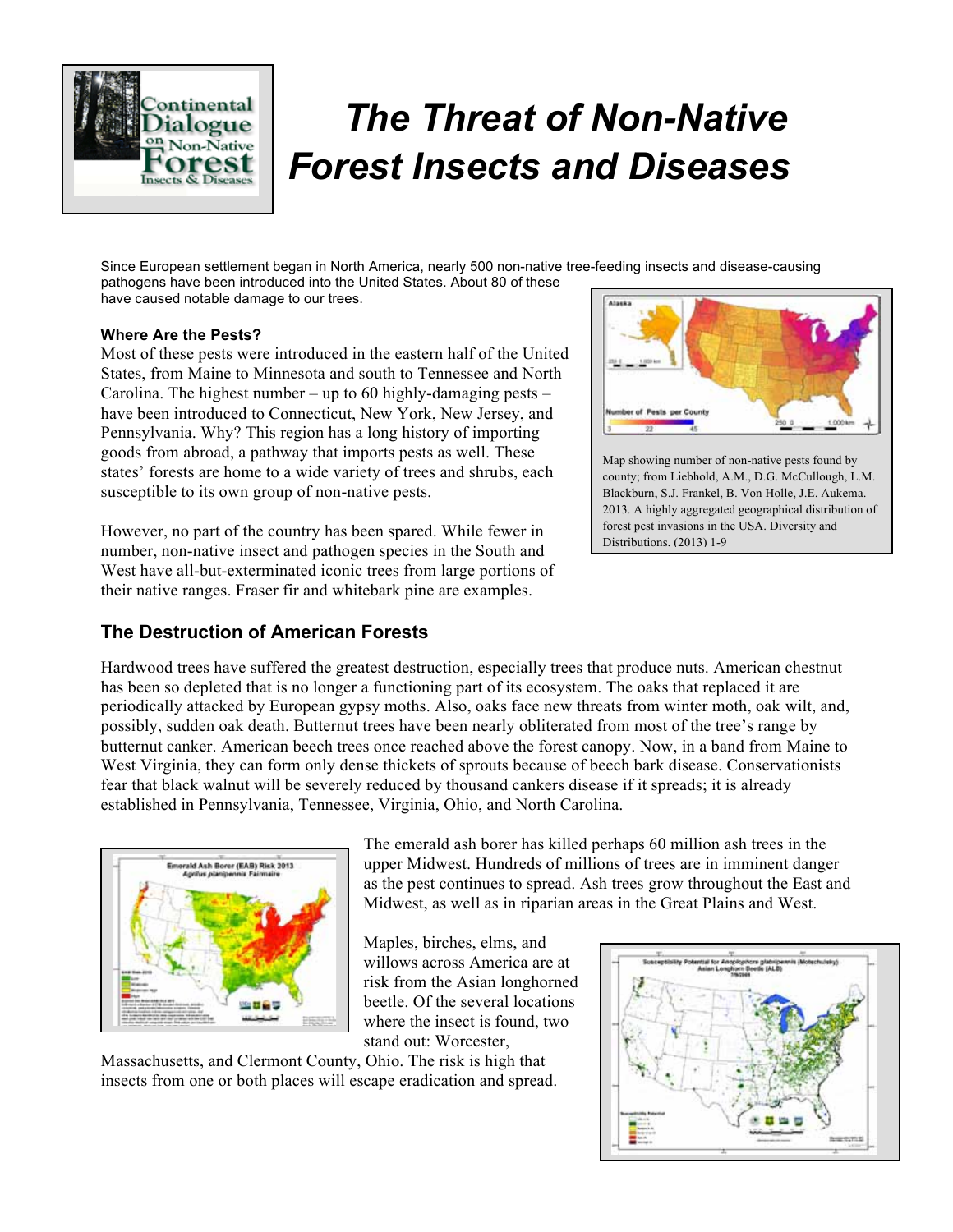# *The Threat of Non-Native Forest Insects and Diseases*

Since European settlement began in North America, nearly 500 non-native tree-feeding insects and disease-causing pathogens have been introduced into the United States. About 80 of these have caused notable damage to our trees.

**Where Are the Pests?**

Most of these pests were introduced in the eastern half of the United States, from Maine to Minnesota and south to Tennessee and North Carolina. The highest number – up to 60 highly-damaging pests – have been introduced to Connecticut, New York, New Jersey, and Pennsylvania. Why? This region has a long history of importing goods from abroad, a pathway that imports pests as well. These states' forests are home to a wide variety of trees and shrubs, each susceptible to its own group of non-native pests.

However, no part of the country has been spared. While fewer in number, non-native insect and pathogen species in the South and West have all-but-exterminated iconic trees from large portions of their native ranges. Fraser fir and whitebark pine are examples.

Map showing number of non-native pests found by county; from Liebhold, A.M., D.G. McCullough, L.M. Blackburn, S.J. Frankel, B. Von Holle, J.E. Aukema. 2013. A highly aggregated geographical distribution of forest pest invasions in the USA. Diversity and Distributions. (2013) 1-9

## The Destruction of American Forests

Hardwood trees have suffered the greatest destruction, especially trees that produce nuts. American chestnut has been so depleted that is no longer a functioning part of its ecosystem. The oaks that replaced it are periodically attacked by European gypsy moths. Also, oaks face new threats from winter moth, oak wilt, and, possibly, sudden oak death. Butternut trees have been nearly obliterated from most of the tree's range by butternut canker. American beech trees once reached above the forest canopy. Now, in a band from Maine to West Virginia, they can form only dense thickets of sprouts because of beech bark disease. Conservationists fear that black walnut will be severely reduced by thousand cankers disease if it spreads; it is already established in Pennsylvania, Tennessee, Virginia, Ohio, and North Carolina.

The emerald ash borer has killed perhaps 60 million ash trees in the upper Midwest. Hundreds of millions of trees are in imminent danger as the pest continues to spread. Ash trees grow throughout the East and Midwest, as well as in riparian areas in the Great Plains and West.

Maples, birches, elms, and willows across America are at risk from the Asian longhorned beetle. Of the several locations where the insect is found, two stand out: Worcester, Massachusetts, and Clermont County, Ohio. The risk is high that insects from one or both places will escape eradication and spread.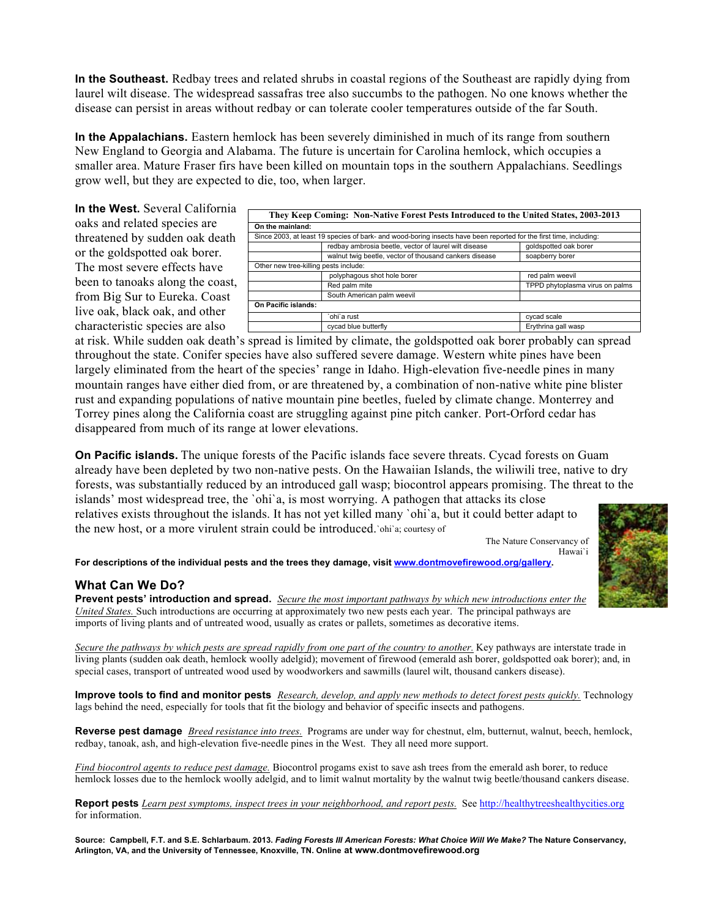**In the Southeast.** Redbay trees and related shrubs in coastal regions of the Southeast are rapidly dying from laurel wilt disease. The widespread sassafras tree also succumbs to the pathogen. No one knows whether the disease can persist in areas without redbay or can tolerate cooler temperatures outside of the far South.

**In the Appalachians.** Eastern hemlock has been severely diminished in much of its range from southern New England to Georgia and Alabama. The future is uncertain for Carolina hemlock, which occupies a smaller area. Mature Fraser firs have been killed on mountain tops in the southern Appalachians. Seedlings grow well, but they are expected to die, too, when larger.

**In the West.** Several California oaks and related species are threatened by sudden oak death or the goldspotted oak borer. The most severe effects have been to tanoaks along the coast, from Big Sur to Eureka. Coast live oak, black oak, and other characteristic species are also at risk. While sudden oak death's spread is limited by climate, the goldspotted oak borer probably can spread throughout the state. Conifer species have also suffered severe damage. Western white pines have been largely eliminated from the heart of the species' range in Idaho. High-elevation five-needle pines in many mountain ranges have either died from, or are threatened by, a combination of non-native white pine blister rust and expanding populations of native mountain pine beetles, fueled by climate change. Monterrey and Torrey pines along the California coast are struggling against pine pitch canker. Port-Orford cedar has disappeared from much of its range at lower elevations.

**They Keep Coming: Non-Native Forest Pests Introduced to the United States, 2003-2013**

| | | |
|---|---|---|
| **On the mainland:** | | |
| Since 2003, at least 19 species of bark- and wood-boring insects have been reported for the first time, including: | | |
| | redbay ambrosia beetle, vector of laurel wilt disease | goldspotted oak borer |
| | walnut twig beetle, vector of thousand cankers disease | soapberry borer |
| Other new tree-killing pests include: | | |
| | polyphagous shot hole borer | red palm weevil |
| | Red palm mite | TPPD phytoplasma virus on palms |
| | South American palm weevil | |
| **On Pacific islands:** | | |
| | \`ohi\`a rust | cycad scale |
| | cycad blue butterfly | Erythrina gall wasp |

**On Pacific islands.** The unique forests of the Pacific islands face severe threats. Cycad forests on Guam already have been depleted by two non-native pests. On the Hawaiian Islands, the wiliwili tree, native to dry forests, was substantially reduced by an introduced gall wasp; biocontrol appears promising. The threat to the islands' most widespread tree, the \`ohi\`a, is most worrying. A pathogen that attacks its close relatives exists throughout the islands. It has not yet killed many \`ohi\`a, but it could better adapt to the new host, or a more virulent strain could be introduced.

\`ohi\`a; courtesy of The Nature Conservancy of Hawai\`i

**For descriptions of the individual pests and the trees they damage, visit www.dontmovefirewood.org/gallery.**

## What Can We Do?

**Prevent pests' introduction and spread.** *Secure the most important pathways by which new introductions enter the United States.* Such introductions are occurring at approximately two new pests each year. The principal pathways are imports of living plants and of untreated wood, usually as crates or pallets, sometimes as decorative items.

*Secure the pathways by which pests are spread rapidly from one part of the country to another.* Key pathways are interstate trade in living plants (sudden oak death, hemlock woolly adelgid); movement of firewood (emerald ash borer, goldspotted oak borer); and, in special cases, transport of untreated wood used by woodworkers and sawmills (laurel wilt, thousand cankers disease).

**Improve tools to find and monitor pests** *Research, develop, and apply new methods to detect forest pests quickly.* Technology lags behind the need, especially for tools that fit the biology and behavior of specific insects and pathogens.

**Reverse pest damage** *Breed resistance into trees.* Programs are under way for chestnut, elm, butternut, walnut, beech, hemlock, redbay, tanoak, ash, and high-elevation five-needle pines in the West. They all need more support.

*Find biocontrol agents to reduce pest damage.* Biocontrol progams exist to save ash trees from the emerald ash borer, to reduce hemlock losses due to the hemlock woolly adelgid, and to limit walnut mortality by the walnut twig beetle/thousand cankers disease.

**Report pests** *Learn pest symptoms, inspect trees in your neighborhood, and report pests.* See http://healthytreeshealthycities.org for information.

**Source: Campbell, F.T. and S.E. Schlarbaum. 2013. *Fading Forests III American Forests: What Choice Will We Make?* The Nature Conservancy, Arlington, VA, and the University of Tennessee, Knoxville, TN. Online at www.dontmovefirewood.org**